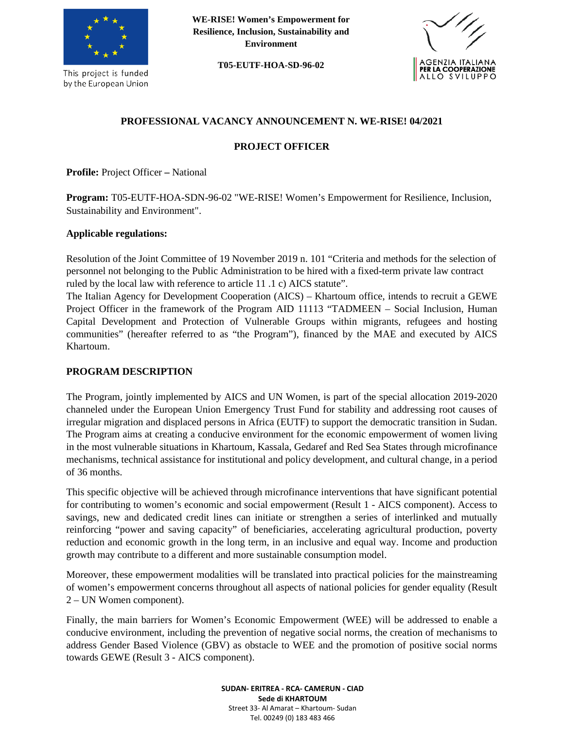WE-RISE! Women's Empowerment for Resilience, Inclusion, Sustainability and Environment

T05-EUTF-HOA-SD-96-02

This project is funded by the European Union

AGENZIA ITALIANA PER LA COOPERAZIONE ALLO SVILUPPO

## PROFESSIONAL VACANCY ANNOUNCEMENT N. WE-RISE! 04/2021

## PROJECT OFFICER

**Profile:** Project Officer – National

**Program:** T05-EUTF-HOA-SDN-96-02 "WE-RISE! Women's Empowerment for Resilience, Inclusion, Sustainability and Environment".

**Applicable regulations:**

Resolution of the Joint Committee of 19 November 2019 n. 101 "Criteria and methods for the selection of personnel not belonging to the Public Administration to be hired with a fixed-term private law contract ruled by the local law with reference to article 11 .1 c) AICS statute".
The Italian Agency for Development Cooperation (AICS) – Khartoum office, intends to recruit a GEWE Project Officer in the framework of the Program AID 11113 "TADMEEN – Social Inclusion, Human Capital Development and Protection of Vulnerable Groups within migrants, refugees and hosting communities" (hereafter referred to as "the Program"), financed by the MAE and executed by AICS Khartoum.

### PROGRAM DESCRIPTION

The Program, jointly implemented by AICS and UN Women, is part of the special allocation 2019-2020 channeled under the European Union Emergency Trust Fund for stability and addressing root causes of irregular migration and displaced persons in Africa (EUTF) to support the democratic transition in Sudan. The Program aims at creating a conducive environment for the economic empowerment of women living in the most vulnerable situations in Khartoum, Kassala, Gedaref and Red Sea States through microfinance mechanisms, technical assistance for institutional and policy development, and cultural change, in a period of 36 months.

This specific objective will be achieved through microfinance interventions that have significant potential for contributing to women's economic and social empowerment (Result 1 - AICS component). Access to savings, new and dedicated credit lines can initiate or strengthen a series of interlinked and mutually reinforcing "power and saving capacity" of beneficiaries, accelerating agricultural production, poverty reduction and economic growth in the long term, in an inclusive and equal way. Income and production growth may contribute to a different and more sustainable consumption model.

Moreover, these empowerment modalities will be translated into practical policies for the mainstreaming of women's empowerment concerns throughout all aspects of national policies for gender equality (Result 2 – UN Women component).

Finally, the main barriers for Women's Economic Empowerment (WEE) will be addressed to enable a conducive environment, including the prevention of negative social norms, the creation of mechanisms to address Gender Based Violence (GBV) as obstacle to WEE and the promotion of positive social norms towards GEWE (Result 3 - AICS component).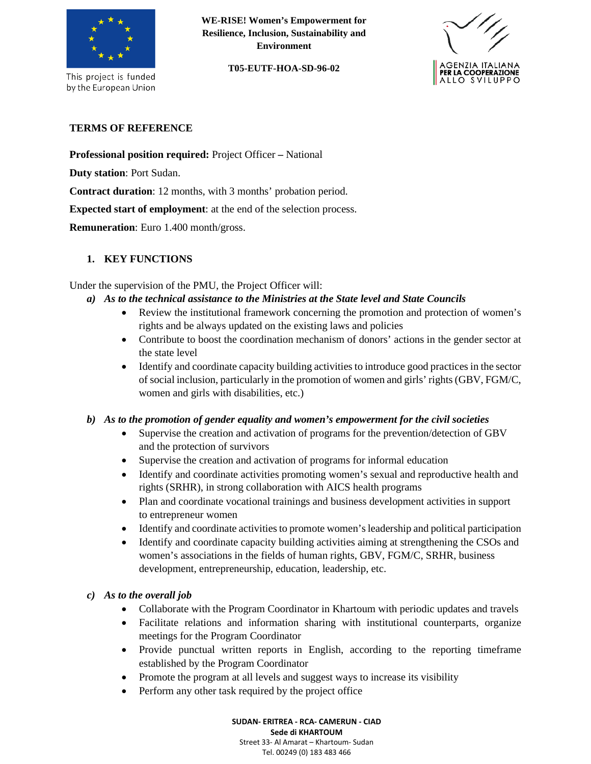**WE-RISE! Women's Empowerment for Resilience, Inclusion, Sustainability and Environment**

**T05-EUTF-HOA-SD-96-02**

**TERMS OF REFERENCE**

**Professional position required:** Project Officer **–** National

**Duty station**: Port Sudan.

**Contract duration**: 12 months, with 3 months' probation period.

**Expected start of employment**: at the end of the selection process.

**Remuneration**: Euro 1.400 month/gross.

## 1. KEY FUNCTIONS

Under the supervision of the PMU, the Project Officer will:

***a) As to the technical assistance to the Ministries at the State level and State Councils***

- Review the institutional framework concerning the promotion and protection of women's rights and be always updated on the existing laws and policies
- Contribute to boost the coordination mechanism of donors' actions in the gender sector at the state level
- Identify and coordinate capacity building activities to introduce good practices in the sector of social inclusion, particularly in the promotion of women and girls' rights (GBV, FGM/C, women and girls with disabilities, etc.)

***b) As to the promotion of gender equality and women's empowerment for the civil societies***

- Supervise the creation and activation of programs for the prevention/detection of GBV and the protection of survivors
- Supervise the creation and activation of programs for informal education
- Identify and coordinate activities promoting women's sexual and reproductive health and rights (SRHR), in strong collaboration with AICS health programs
- Plan and coordinate vocational trainings and business development activities in support to entrepreneur women
- Identify and coordinate activities to promote women's leadership and political participation
- Identify and coordinate capacity building activities aiming at strengthening the CSOs and women's associations in the fields of human rights, GBV, FGM/C, SRHR, business development, entrepreneurship, education, leadership, etc.

***c) As to the overall job***

- Collaborate with the Program Coordinator in Khartoum with periodic updates and travels
- Facilitate relations and information sharing with institutional counterparts, organize meetings for the Program Coordinator
- Provide punctual written reports in English, according to the reporting timeframe established by the Program Coordinator
- Promote the program at all levels and suggest ways to increase its visibility
- Perform any other task required by the project office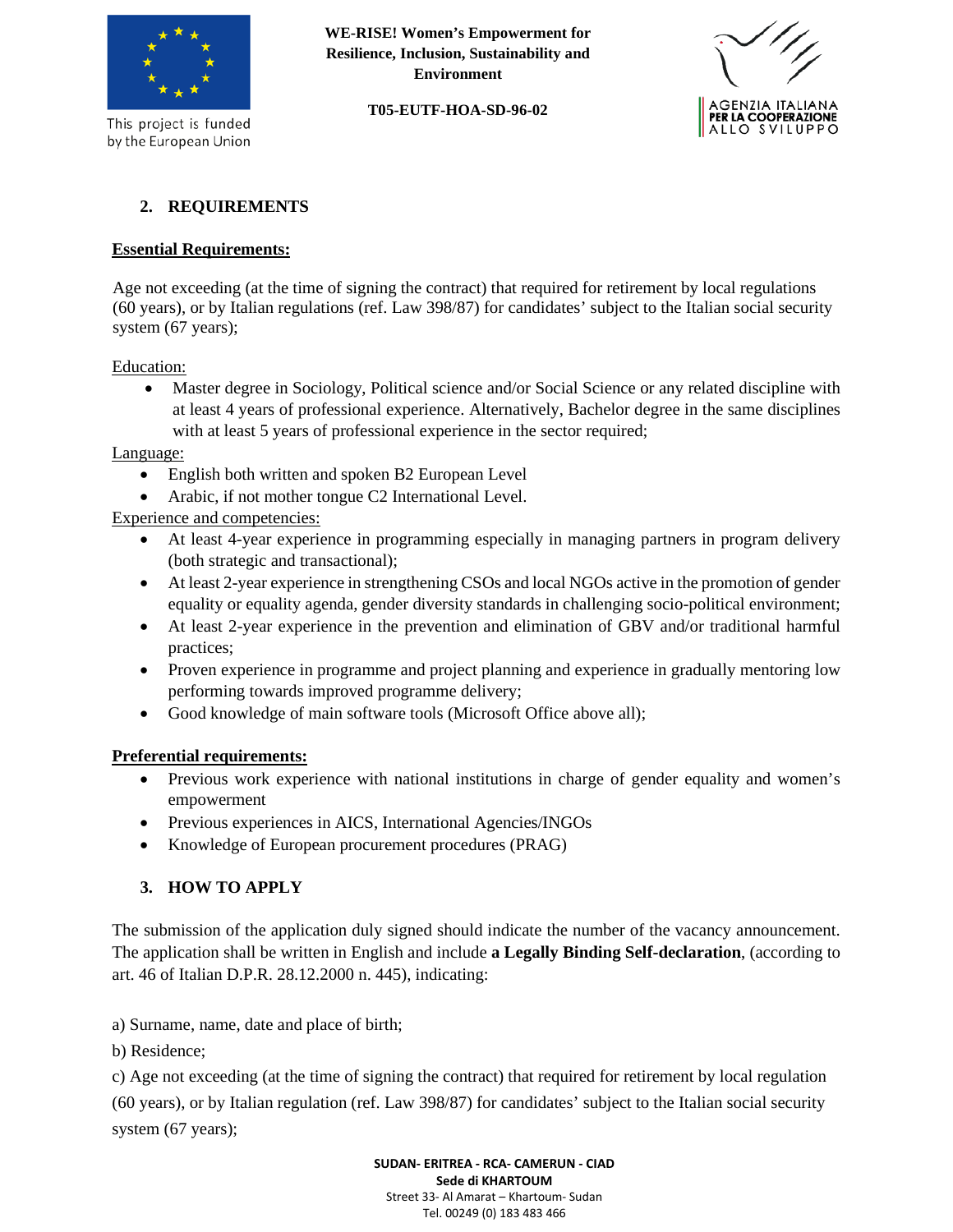## 2. REQUIREMENTS

**Essential Requirements:**

Age not exceeding (at the time of signing the contract) that required for retirement by local regulations (60 years), or by Italian regulations (ref. Law 398/87) for candidates' subject to the Italian social security system (67 years);

Education:

- Master degree in Sociology, Political science and/or Social Science or any related discipline with at least 4 years of professional experience. Alternatively, Bachelor degree in the same disciplines with at least 5 years of professional experience in the sector required;

Language:

- English both written and spoken B2 European Level
- Arabic, if not mother tongue C2 International Level.

Experience and competencies:

- At least 4-year experience in programming especially in managing partners in program delivery (both strategic and transactional);
- At least 2-year experience in strengthening CSOs and local NGOs active in the promotion of gender equality or equality agenda, gender diversity standards in challenging socio-political environment;
- At least 2-year experience in the prevention and elimination of GBV and/or traditional harmful practices;
- Proven experience in programme and project planning and experience in gradually mentoring low performing towards improved programme delivery;
- Good knowledge of main software tools (Microsoft Office above all);

**Preferential requirements:**

- Previous work experience with national institutions in charge of gender equality and women's empowerment
- Previous experiences in AICS, International Agencies/INGOs
- Knowledge of European procurement procedures (PRAG)

## 3. HOW TO APPLY

The submission of the application duly signed should indicate the number of the vacancy announcement. The application shall be written in English and include **a Legally Binding Self-declaration**, (according to art. 46 of Italian D.P.R. 28.12.2000 n. 445), indicating:

a) Surname, name, date and place of birth;

b) Residence;

c) Age not exceeding (at the time of signing the contract) that required for retirement by local regulation (60 years), or by Italian regulation (ref. Law 398/87) for candidates' subject to the Italian social security system (67 years);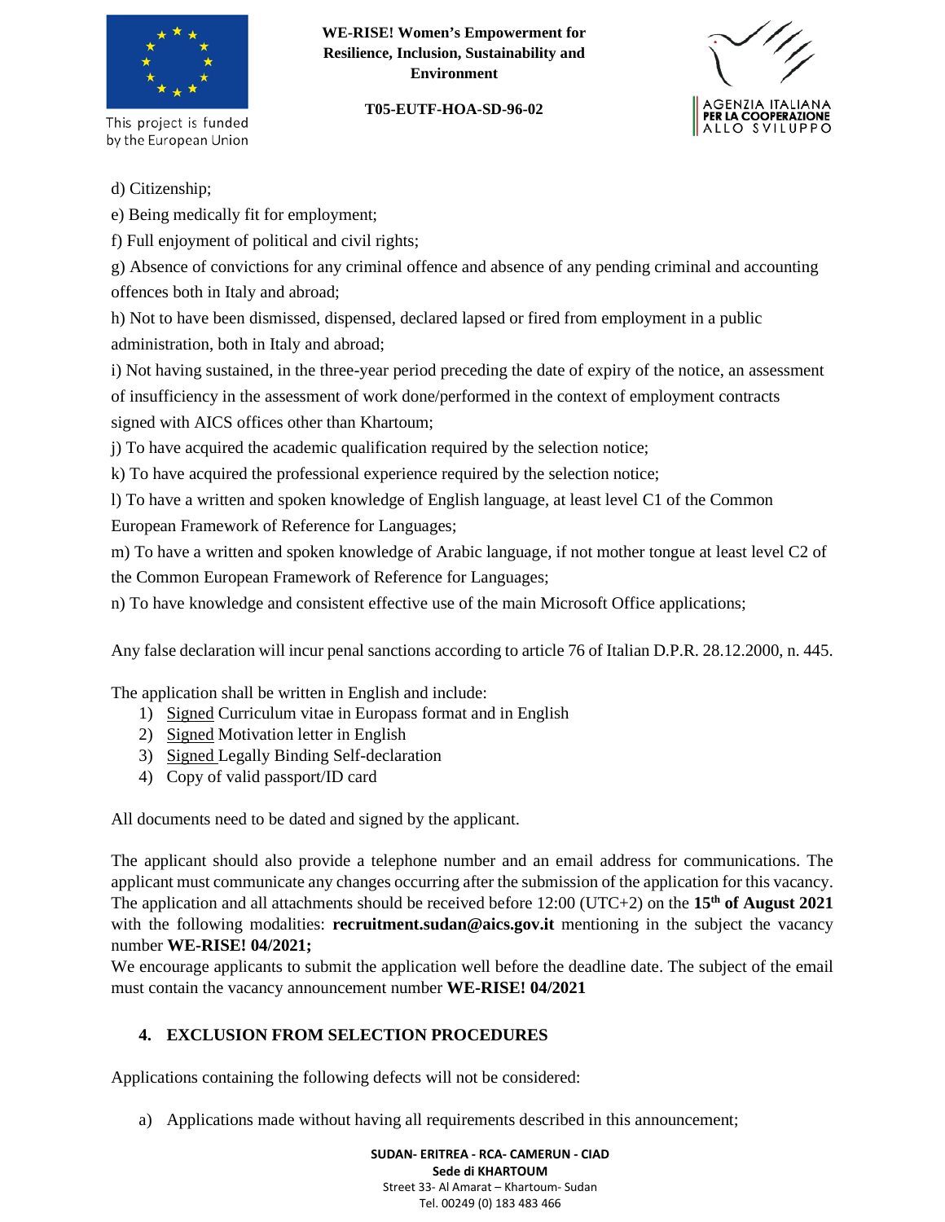d) Citizenship;

e) Being medically fit for employment;

f) Full enjoyment of political and civil rights;

g) Absence of convictions for any criminal offence and absence of any pending criminal and accounting offences both in Italy and abroad;

h) Not to have been dismissed, dispensed, declared lapsed or fired from employment in a public administration, both in Italy and abroad;

i) Not having sustained, in the three-year period preceding the date of expiry of the notice, an assessment of insufficiency in the assessment of work done/performed in the context of employment contracts signed with AICS offices other than Khartoum;

j) To have acquired the academic qualification required by the selection notice;

k) To have acquired the professional experience required by the selection notice;

l) To have a written and spoken knowledge of English language, at least level C1 of the Common European Framework of Reference for Languages;

m) To have a written and spoken knowledge of Arabic language, if not mother tongue at least level C2 of the Common European Framework of Reference for Languages;

n) To have knowledge and consistent effective use of the main Microsoft Office applications;

Any false declaration will incur penal sanctions according to article 76 of Italian D.P.R. 28.12.2000, n. 445.

The application shall be written in English and include:

1) Signed Curriculum vitae in Europass format and in English
2) Signed Motivation letter in English
3) Signed Legally Binding Self-declaration
4) Copy of valid passport/ID card

All documents need to be dated and signed by the applicant.

The applicant should also provide a telephone number and an email address for communications. The applicant must communicate any changes occurring after the submission of the application for this vacancy. The application and all attachments should be received before 12:00 (UTC+2) on the **15th of August 2021** with the following modalities: **recruitment.sudan@aics.gov.it** mentioning in the subject the vacancy number **WE-RISE! 04/2021;**

We encourage applicants to submit the application well before the deadline date. The subject of the email must contain the vacancy announcement number **WE-RISE! 04/2021**

## 4. EXCLUSION FROM SELECTION PROCEDURES

Applications containing the following defects will not be considered:

a) Applications made without having all requirements described in this announcement;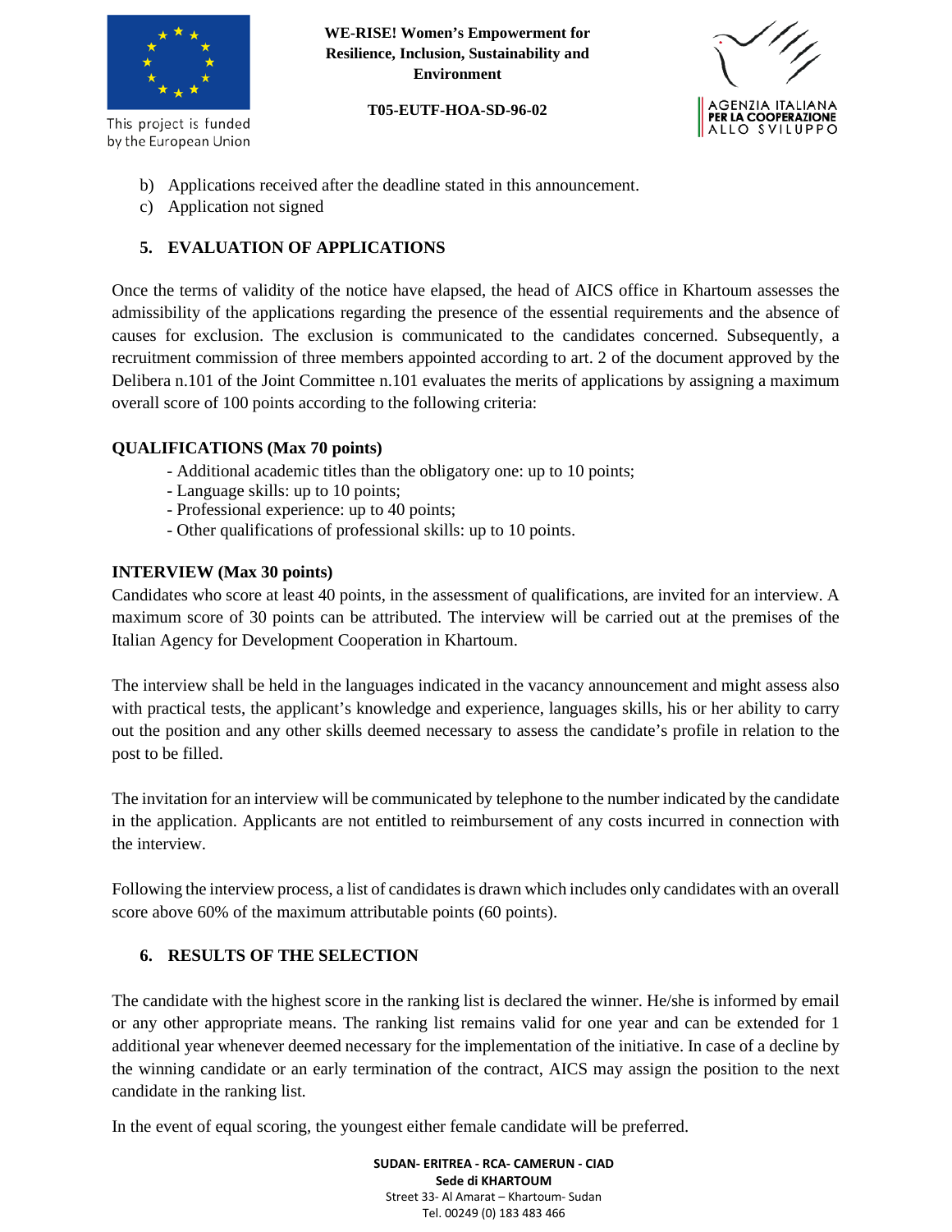b) Applications received after the deadline stated in this announcement.
c) Application not signed

## 5. EVALUATION OF APPLICATIONS

Once the terms of validity of the notice have elapsed, the head of AICS office in Khartoum assesses the admissibility of the applications regarding the presence of the essential requirements and the absence of causes for exclusion. The exclusion is communicated to the candidates concerned. Subsequently, a recruitment commission of three members appointed according to art. 2 of the document approved by the Delibera n.101 of the Joint Committee n.101 evaluates the merits of applications by assigning a maximum overall score of 100 points according to the following criteria:

**QUALIFICATIONS (Max 70 points)**

- Additional academic titles than the obligatory one: up to 10 points;
- Language skills: up to 10 points;
- Professional experience: up to 40 points;
- Other qualifications of professional skills: up to 10 points.

**INTERVIEW (Max 30 points)**

Candidates who score at least 40 points, in the assessment of qualifications, are invited for an interview. A maximum score of 30 points can be attributed. The interview will be carried out at the premises of the Italian Agency for Development Cooperation in Khartoum.

The interview shall be held in the languages indicated in the vacancy announcement and might assess also with practical tests, the applicant's knowledge and experience, languages skills, his or her ability to carry out the position and any other skills deemed necessary to assess the candidate's profile in relation to the post to be filled.

The invitation for an interview will be communicated by telephone to the number indicated by the candidate in the application. Applicants are not entitled to reimbursement of any costs incurred in connection with the interview.

Following the interview process, a list of candidates is drawn which includes only candidates with an overall score above 60% of the maximum attributable points (60 points).

## 6. RESULTS OF THE SELECTION

The candidate with the highest score in the ranking list is declared the winner. He/she is informed by email or any other appropriate means. The ranking list remains valid for one year and can be extended for 1 additional year whenever deemed necessary for the implementation of the initiative. In case of a decline by the winning candidate or an early termination of the contract, AICS may assign the position to the next candidate in the ranking list.

In the event of equal scoring, the youngest either female candidate will be preferred.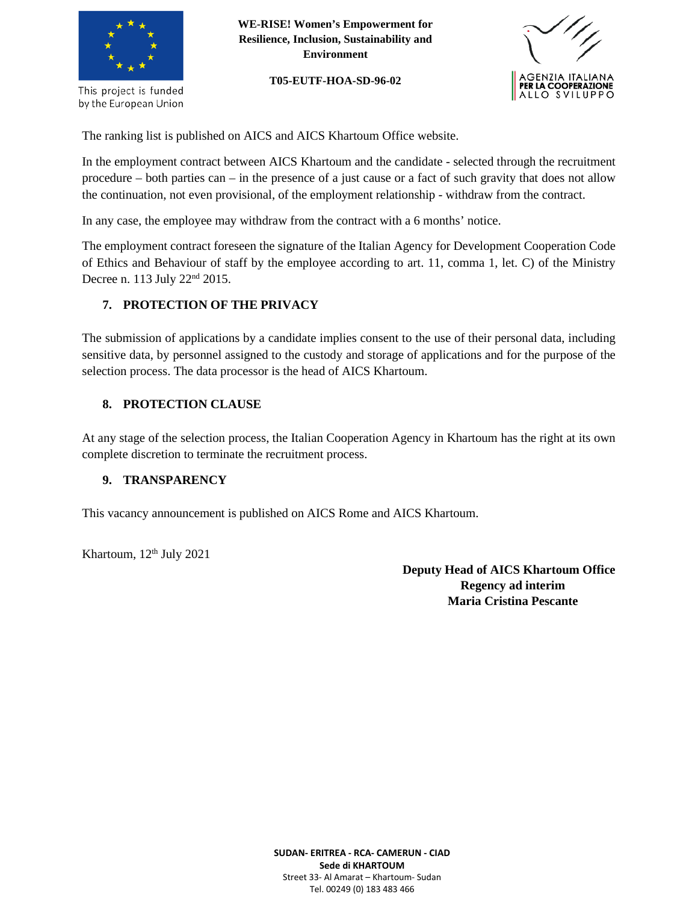The ranking list is published on AICS and AICS Khartoum Office website.

In the employment contract between AICS Khartoum and the candidate - selected through the recruitment procedure – both parties can – in the presence of a just cause or a fact of such gravity that does not allow the continuation, not even provisional, of the employment relationship - withdraw from the contract.

In any case, the employee may withdraw from the contract with a 6 months' notice.

The employment contract foreseen the signature of the Italian Agency for Development Cooperation Code of Ethics and Behaviour of staff by the employee according to art. 11, comma 1, let. C) of the Ministry Decree n. 113 July 22nd 2015.

## 7. PROTECTION OF THE PRIVACY

The submission of applications by a candidate implies consent to the use of their personal data, including sensitive data, by personnel assigned to the custody and storage of applications and for the purpose of the selection process. The data processor is the head of AICS Khartoum.

## 8. PROTECTION CLAUSE

At any stage of the selection process, the Italian Cooperation Agency in Khartoum has the right at its own complete discretion to terminate the recruitment process.

## 9. TRANSPARENCY

This vacancy announcement is published on AICS Rome and AICS Khartoum.

Khartoum, 12th July 2021

**Deputy Head of AICS Khartoum Office**
**Regency ad interim**
**Maria Cristina Pescante**